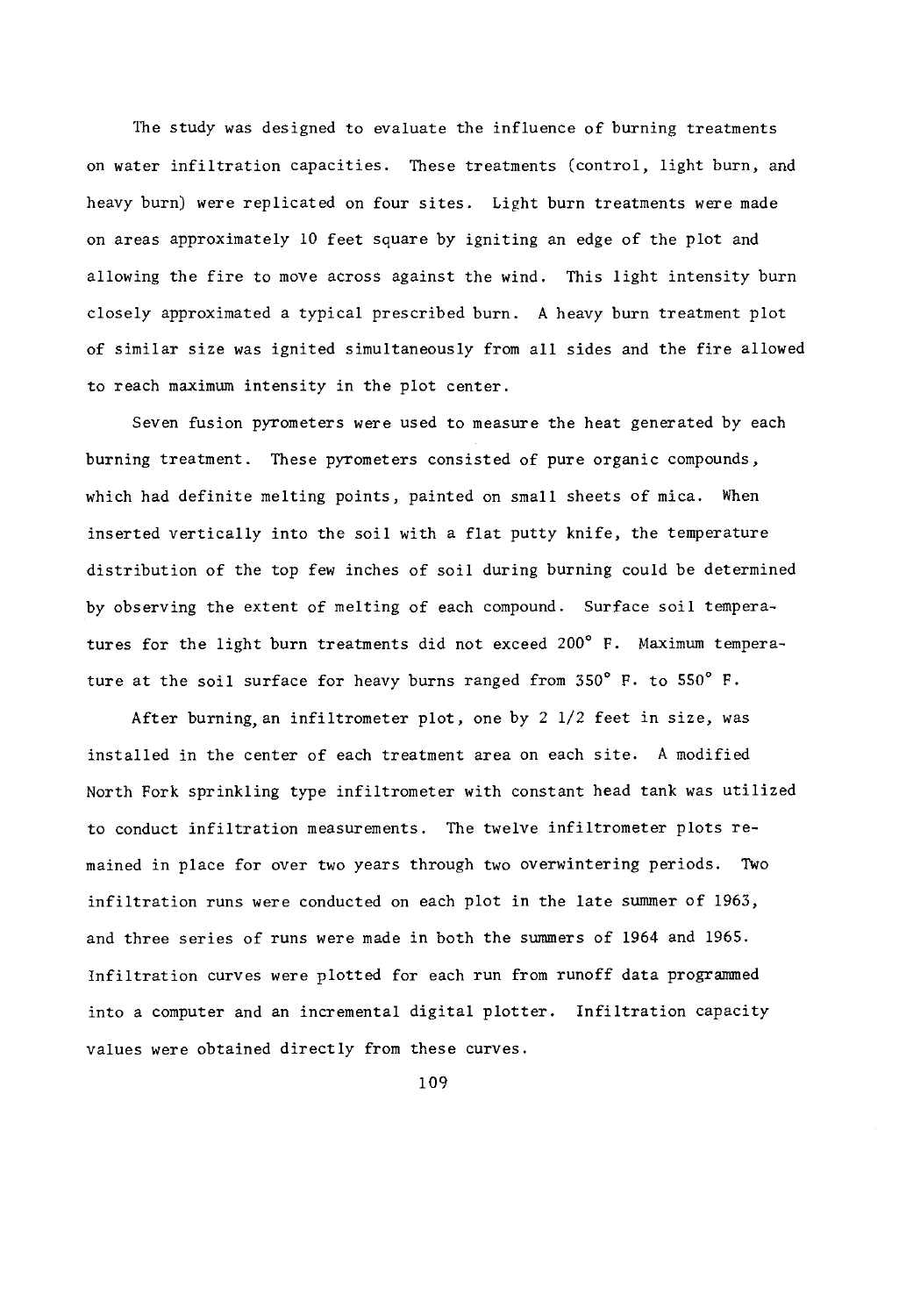The study was designed to evaluate the influence of burning treatments on water infiltration capacities. These treatments (control, light burn, and heavy burn) were replicated on four sites. Light burn treatments were made on areas approximately 10 feet square by igniting an edge of the plot and allowing the fire to move across against the wind. This light intensity burn closely approximated a typical prescribed burn. A heavy burn treatment plot of similar size was ignited simultaneously from all sides and the fire allowed to reach maximum intensity in the plot center.

Seven fusion pyrometers were used to measure the heat generated by each burning treatment. These pyrometers consisted of pure organic compounds, which had definite melting points, painted on small sheets of mica. When inserted vertically into the soil with a flat putty knife, the temperature distribution of the top few inches of soil during burning could be determined by observing the extent of melting of each compound. Surface soil temperatures for the light burn treatments did not exceed 200° F. Maximum temperature at the soil surface for heavy burns ranged from 350° F. to 550° F.

After burning, an infiltrometer plot, one by 2 1/2 feet in size, was installed in the center of each treatment area on each site. A modified North Fork sprinkling type infiltrometer with constant head tank was utilized to conduct infiltration measurements. The twelve infiltrometer plots remained in place for over two years through two overwintering periods. Two infiltration runs were conducted on each plot in the late summer of 1963, and three series of runs were made in both the summers of 1964 and 1965. Infiltration curves were plotted for each run from runoff data programmed into a computer and an incremental digital plotter. Infiltration capacity values were obtained directly from these curves.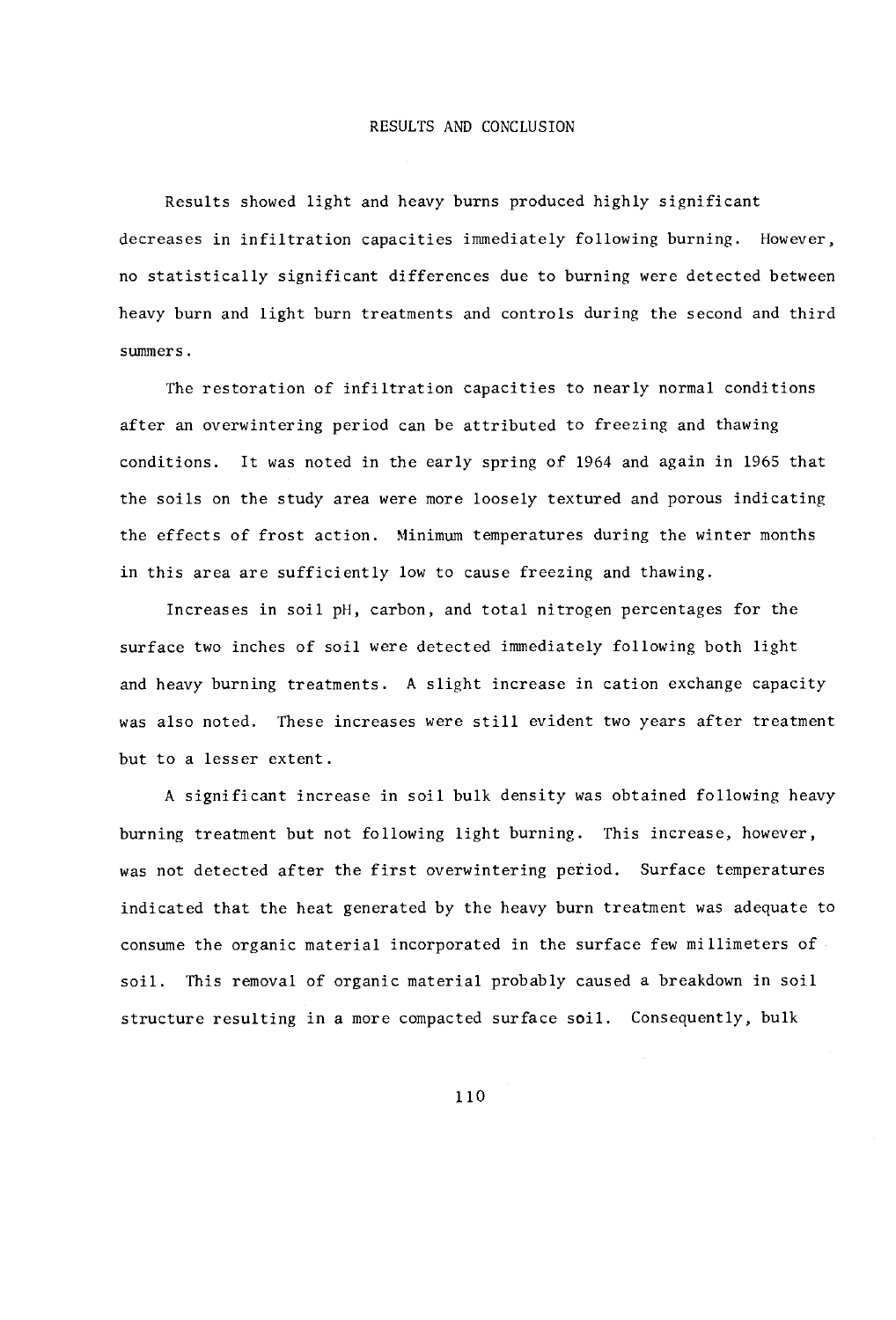# RESULTS AND CONCLUSION

Results showed light and heavy burns produced highly significant decreases in infiltration capacities immediately following burning. However, no statistically significant differences due to burning were detected between heavy burn and light burn treatments and controls during the second and third summers.

The restoration of infiltration capacities to nearly normal conditions after an overwintering period can be attributed to freezing and thawing conditions. It was noted in the early spring of 1964 and again in 1965 that the soils on the study area were more loosely textured and porous indicating the effects of frost action. Minimum temperatures during the winter months in this area are sufficiently low to cause freezing and thawing.

Increases in soil pH, carbon, and total nitrogen percentages for the surface two inches of soil were detected immediately following both light and heavy burning treatments. A slight increase in cation exchange capacity was also noted. These increases were still evident two years after treatment but to a lesser extent.

A significant increase in soil bulk density was obtained following heavy burning treatment but not following light burning. This increase, however, was not detected after the first overwintering period. Surface temperatures indicated that the heat generated by the heavy burn treatment was adequate to consume the organic material incorporated in the surface few millimeters of soil. This removal of organic material probably caused a breakdown in soil structure resulting in a more compacted surface soil. Consequently, bulk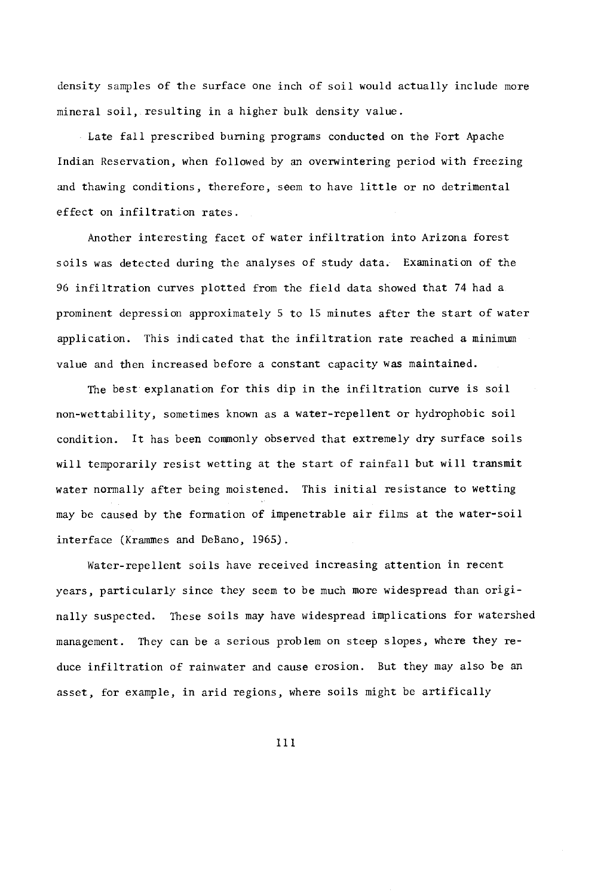density samples of the surface one inch of soil would actually include more mineral soil, resulting in a higher bulk density value.

Late fall prescribed burning programs conducted on the Fort Apache Indian Reservation, when followed by an overwintering period with freezing and thawing conditions, therefore, seem to have little or no detrimental effect on infiltration rates.

Another interesting facet of water infiltration into Arizona forest soils was detected during the analyses of study data. Examination of the 96 infiltration curves plotted from the field data showed that 74 had a prominent depression approximately 5 to 15 minutes after the start of water application. This indicated that the infiltration rate reached a minimum value and then increased before a constant capacity was maintained.

The best explanation for this dip in the infiltration curve is soil non-wettability, sometimes known as a water-repellent or hydrophobic soil condition. It has been commonly observed that extremely dry surface soils will temporarily resist wetting at the start of rainfall but will transmit water normally after being moistened. This initial resistance to wetting may be caused by the formation of impenetrable air films at the water-soil interface (Krammes and DeBano, 1965).

Water-repellent soils have received increasing attention in recent years, particularly since they seem to be much more widespread than originally suspected. These soils may have widespread implications for watershed management. They can be a serious problem on steep slopes, where they reduce infiltration of rainwater and cause erosion. But they may also be an asset, for example, in arid regions, where soils might be artifically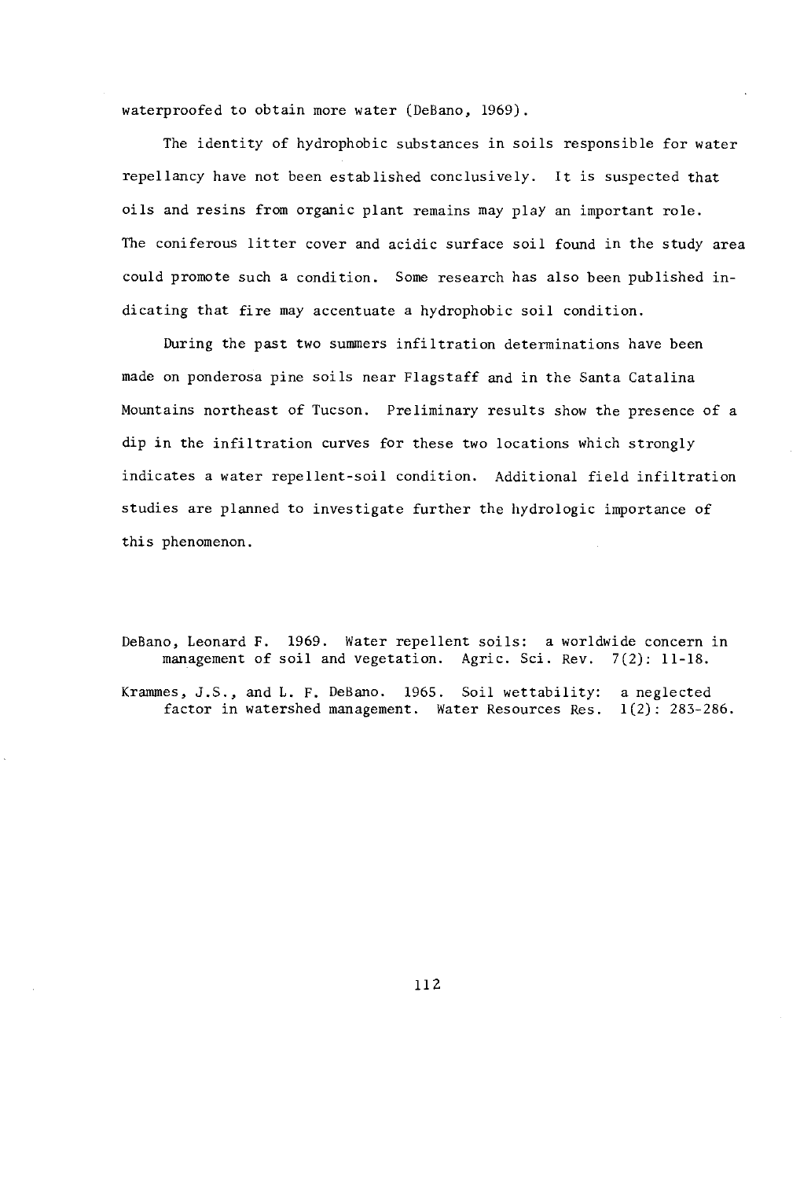waterproofed to obtain more water (DeBano, 1969).

The identity of hydrophobic substances in soils responsible for water repellancy have not been established conclusively. It is suspected that oils and resins from organic plant remains may play an important role. The coniferous litter cover and acidic surface soil found in the study area could promote such a condition. Some research has also been published indicating that fire may accentuate a hydrophobic soil condition.

During the past two summers infiltration determinations have been made on ponderosa pine soils near Flagstaff and in the Santa Catalina Mountains northeast of Tucson. Preliminary results show the presence of a dip in the infiltration curves for these two locations which strongly indicates a water repellent-soil condition. Additional field infiltration studies are planned to investigate further the hydrologic importance of this phenomenon.

DeBano, Leonard F. 1969. Water repellent soils: a worldwide concern in management of soil and vegetation. Agric. Sci. Rev. 7(2): 11-18.

Krammes, J.S., and L. F. DeBano. 1965. Soil wettability: a neglected factor in watershed management. Water Resources Res. 1(2): 283-286.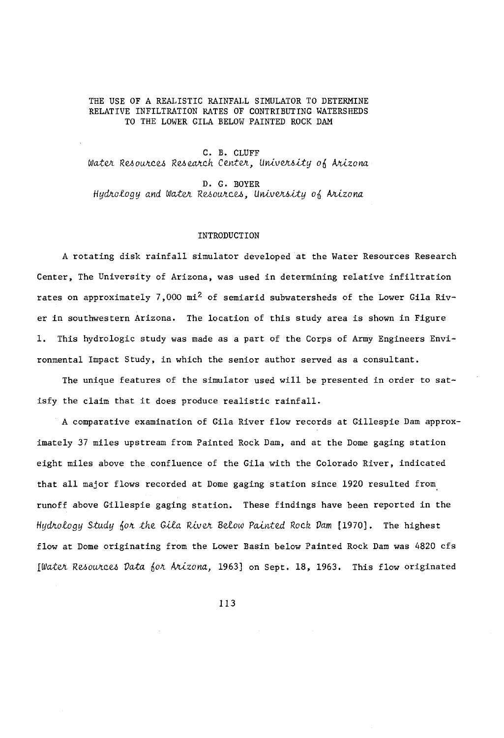# THE USE OF A REALISTIC RAINFALL SIMULATOR TO DETERMINE RELATIVE INFILTRATION RATES OF CONTRIBUTING WATERSHEDS TO THE LOWER GILA BELOW PAINTED ROCK DAM

C. B. CLUFF  
*Water Resources Research Center, University of Arizona*

D. G. BOYER  
*Hydrology and Water Resources, University of Arizona*

## INTRODUCTION

A rotating disk rainfall simulator developed at the Water Resources Research Center, The University of Arizona, was used in determining relative infiltration rates on approximately 7,000 $mi^2$ of semiarid subwatersheds of the Lower Gila River in southwestern Arizona. The location of this study area is shown in Figure 1. This hydrologic study was made as a part of the Corps of Army Engineers Environmental Impact Study, in which the senior author served as a consultant.

The unique features of the simulator used will be presented in order to satisfy the claim that it does produce realistic rainfall.

A comparative examination of Gila River flow records at Gillespie Dam approximately 37 miles upstream from Painted Rock Dam, and at the Dome gaging station eight miles above the confluence of the Gila with the Colorado River, indicated that all major flows recorded at Dome gaging station since 1920 resulted from runoff above Gillespie gaging station. These findings have been reported in the *Hydrology Study for the Gila River Below Painted Rock Dam* [1970]. The highest flow at Dome originating from the Lower Basin below Painted Rock Dam was 4820 cfs [*Water Resources Data for Arizona*, 1963] on Sept. 18, 1963. This flow originated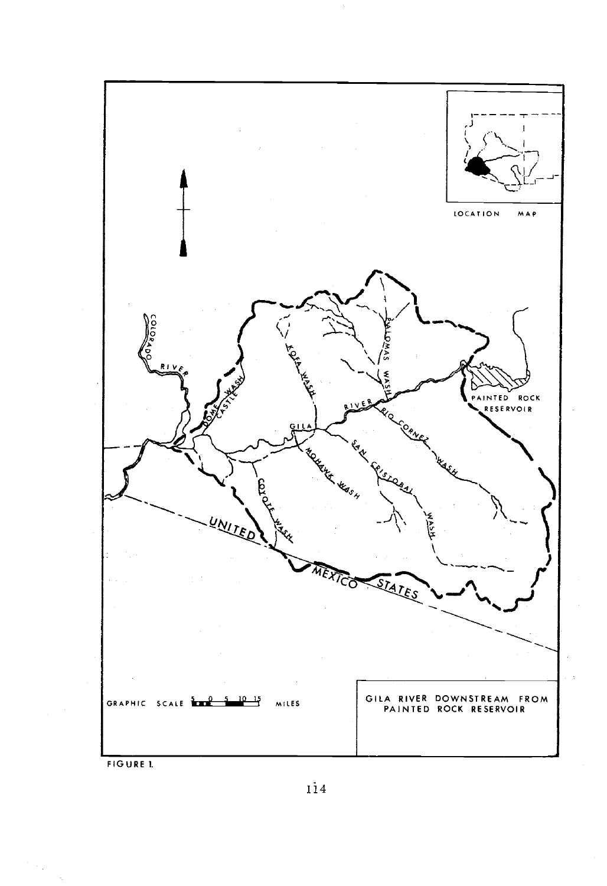GILA RIVER DOWNSTREAM FROM PAINTED ROCK RESERVOIR

FIGURE 1.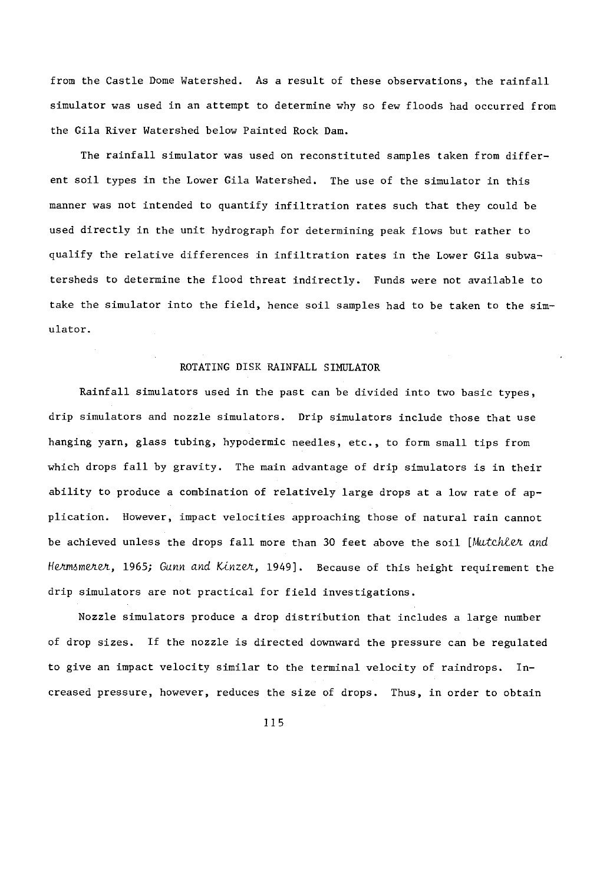from the Castle Dome Watershed. As a result of these observations, the rainfall simulator was used in an attempt to determine why so few floods had occurred from the Gila River Watershed below Painted Rock Dam.

The rainfall simulator was used on reconstituted samples taken from different soil types in the Lower Gila Watershed. The use of the simulator in this manner was not intended to quantify infiltration rates such that they could be used directly in the unit hydrograph for determining peak flows but rather to qualify the relative differences in infiltration rates in the Lower Gila subwatersheds to determine the flood threat indirectly. Funds were not available to take the simulator into the field, hence soil samples had to be taken to the simulator.

## ROTATING DISK RAINFALL SIMULATOR

Rainfall simulators used in the past can be divided into two basic types, drip simulators and nozzle simulators. Drip simulators include those that use hanging yarn, glass tubing, hypodermic needles, etc., to form small tips from which drops fall by gravity. The main advantage of drip simulators is in their ability to produce a combination of relatively large drops at a low rate of application. However, impact velocities approaching those of natural rain cannot be achieved unless the drops fall more than 30 feet above the soil [*Mutchler and Hermsmeier*, 1965; *Gunn and Kinzer*, 1949]. Because of this height requirement the drip simulators are not practical for field investigations.

Nozzle simulators produce a drop distribution that includes a large number of drop sizes. If the nozzle is directed downward the pressure can be regulated to give an impact velocity similar to the terminal velocity of raindrops. Increased pressure, however, reduces the size of drops. Thus, in order to obtain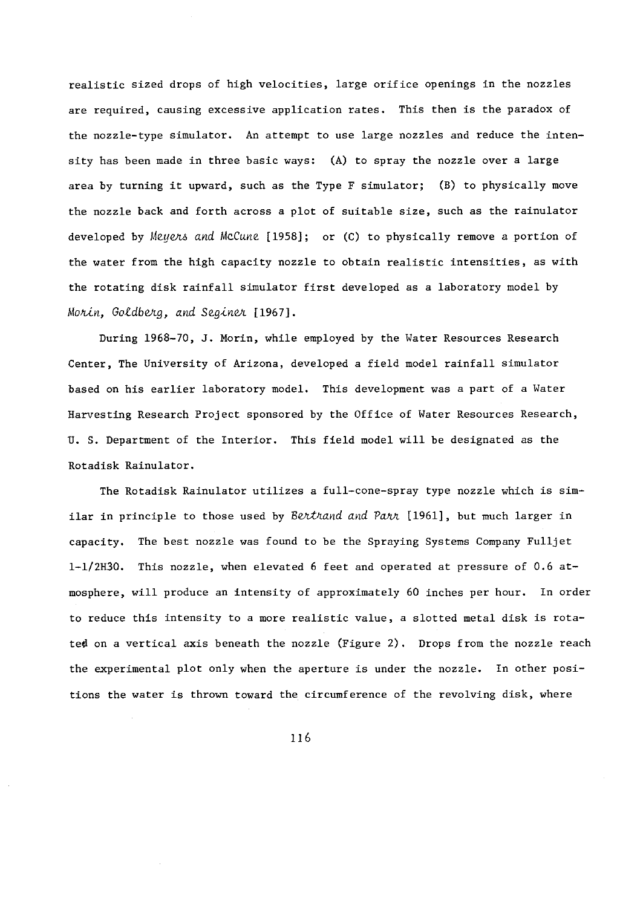realistic sized drops of high velocities, large orifice openings in the nozzles are required, causing excessive application rates. This then is the paradox of the nozzle-type simulator. An attempt to use large nozzles and reduce the intensity has been made in three basic ways: (A) to spray the nozzle over a large area by turning it upward, such as the Type F simulator; (B) to physically move the nozzle back and forth across a plot of suitable size, such as the rainulator developed by *Meyers and McCune* [1958]; or (C) to physically remove a portion of the water from the high capacity nozzle to obtain realistic intensities, as with the rotating disk rainfall simulator first developed as a laboratory model by *Morin, Goldberg, and Seginer* [1967].

During 1968-70, J. Morin, while employed by the Water Resources Research Center, The University of Arizona, developed a field model rainfall simulator based on his earlier laboratory model. This development was a part of a Water Harvesting Research Project sponsored by the Office of Water Resources Research, U. S. Department of the Interior. This field model will be designated as the Rotadisk Rainulator.

The Rotadisk Rainulator utilizes a full-cone-spray type nozzle which is similar in principle to those used by *Bertrand and Parr* [1961], but much larger in capacity. The best nozzle was found to be the Spraying Systems Company Fulljet 1-1/2H30. This nozzle, when elevated 6 feet and operated at pressure of 0.6 atmosphere, will produce an intensity of approximately 60 inches per hour. In order to reduce this intensity to a more realistic value, a slotted metal disk is rotated on a vertical axis beneath the nozzle (Figure 2). Drops from the nozzle reach the experimental plot only when the aperture is under the nozzle. In other positions the water is thrown toward the circumference of the revolving disk, where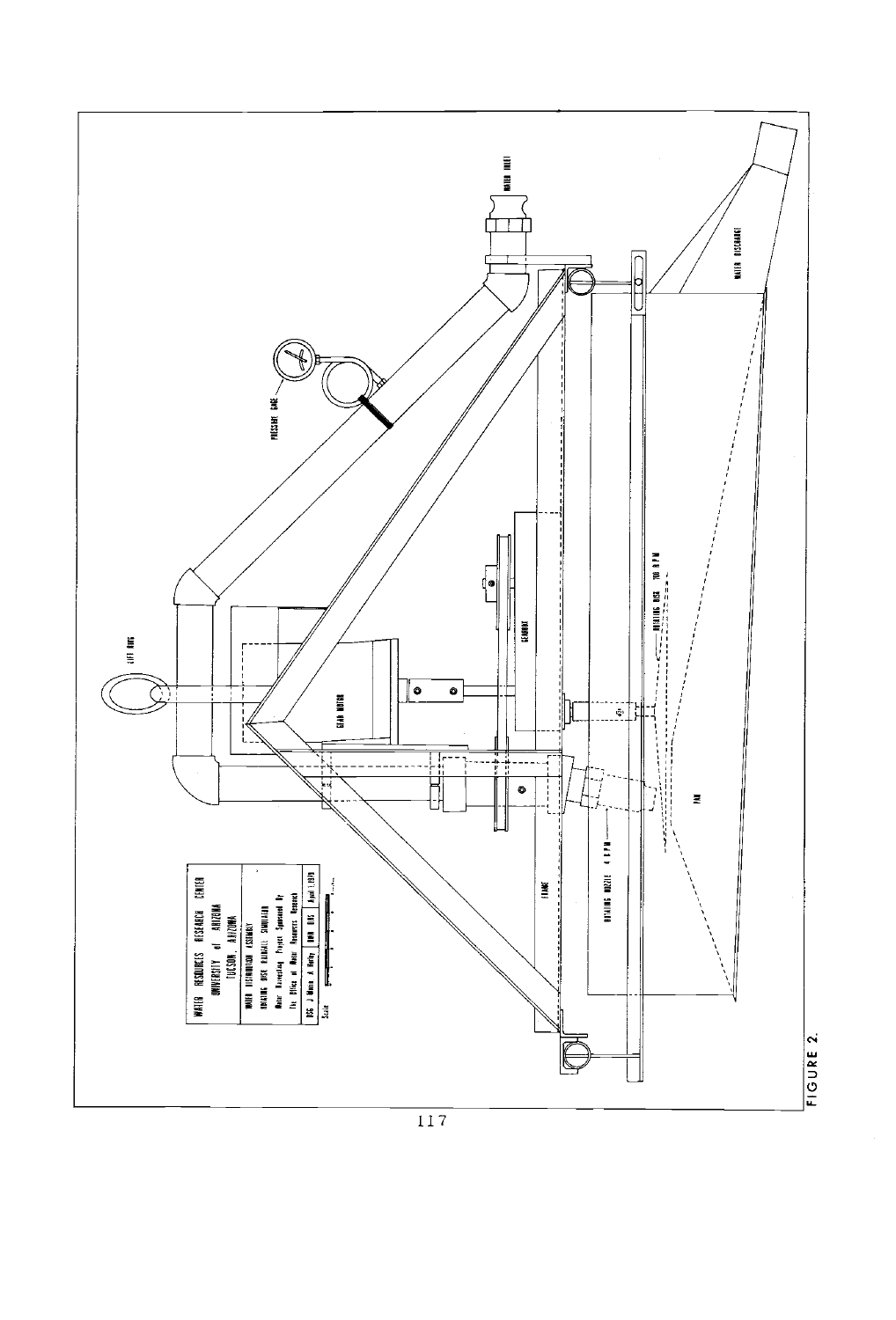WATER RESOURCES RESEARCH CENTER
UNIVERSITY of ARIZONA
TUCSON, ARIZONA

WATER DISTRIBUTION ASSEMBLY
ROTATING DISK RAINFALL SIMULATOR
Water Harvesting Project Sponsored By
The Office of Water Resources Research

DSG J Morin A Hurley | DWN DRS | April 1, 1970

Scale

LIFT RING

PRESSURE GAGE

WATER INLET

GEAR MOTOR

GEARBOX

ROTATING DISK 700 R.P.M.

ROTATING NOZZLE 4 R.P.M.

FRAME

PAN

WATER DISCHARGE

FIGURE 2.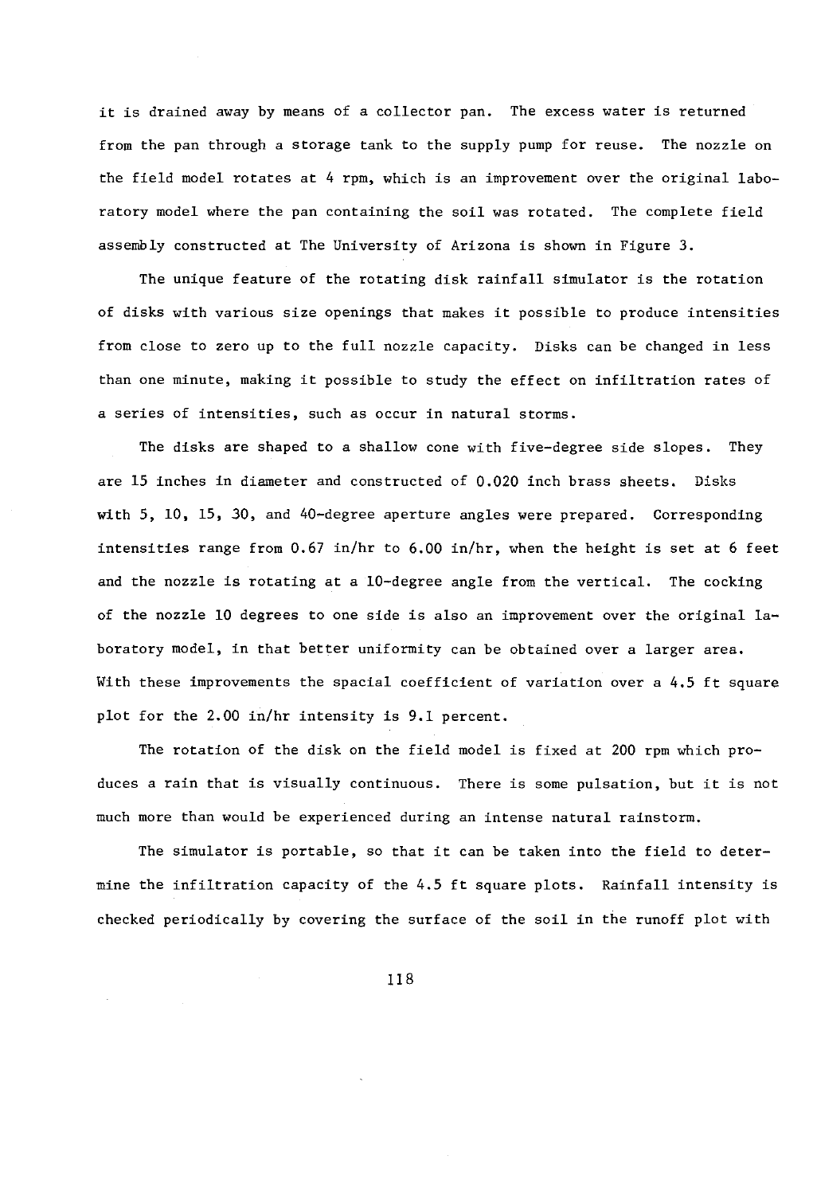it is drained away by means of a collector pan. The excess water is returned from the pan through a storage tank to the supply pump for reuse. The nozzle on the field model rotates at 4 rpm, which is an improvement over the original laboratory model where the pan containing the soil was rotated. The complete field assembly constructed at The University of Arizona is shown in Figure 3.

The unique feature of the rotating disk rainfall simulator is the rotation of disks with various size openings that makes it possible to produce intensities from close to zero up to the full nozzle capacity. Disks can be changed in less than one minute, making it possible to study the effect on infiltration rates of a series of intensities, such as occur in natural storms.

The disks are shaped to a shallow cone with five-degree side slopes. They are 15 inches in diameter and constructed of 0.020 inch brass sheets. Disks with 5, 10, 15, 30, and 40-degree aperture angles were prepared. Corresponding intensities range from 0.67 in/hr to 6.00 in/hr, when the height is set at 6 feet and the nozzle is rotating at a 10-degree angle from the vertical. The cocking of the nozzle 10 degrees to one side is also an improvement over the original laboratory model, in that better uniformity can be obtained over a larger area. With these improvements the spacial coefficient of variation over a 4.5 ft square plot for the 2.00 in/hr intensity is 9.1 percent.

The rotation of the disk on the field model is fixed at 200 rpm which produces a rain that is visually continuous. There is some pulsation, but it is not much more than would be experienced during an intense natural rainstorm.

The simulator is portable, so that it can be taken into the field to determine the infiltration capacity of the 4.5 ft square plots. Rainfall intensity is checked periodically by covering the surface of the soil in the runoff plot with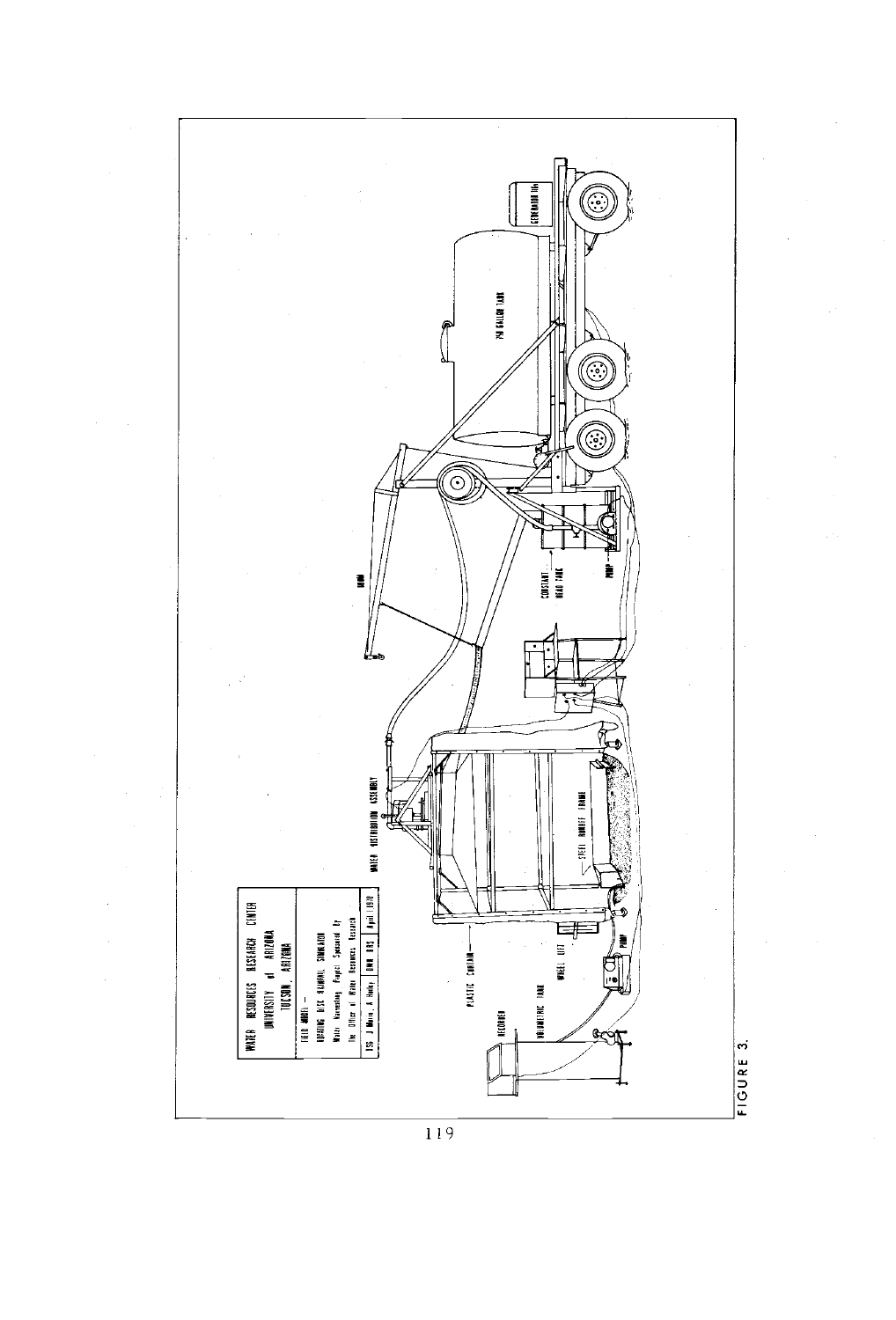FIGURE 3.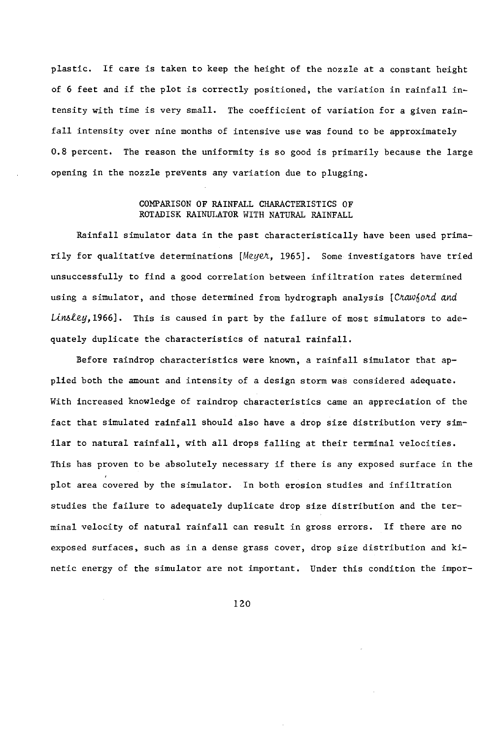plastic. If care is taken to keep the height of the nozzle at a constant height of 6 feet and if the plot is correctly positioned, the variation in rainfall intensity with time is very small. The coefficient of variation for a given rainfall intensity over nine months of intensive use was found to be approximately 0.8 percent. The reason the uniformity is so good is primarily because the large opening in the nozzle prevents any variation due to plugging.

## COMPARISON OF RAINFALL CHARACTERISTICS OF ROTADISK RAINULATOR WITH NATURAL RAINFALL

Rainfall simulator data in the past characteristically have been used primarily for qualitative determinations [*Meyer*, 1965]. Some investigators have tried unsuccessfully to find a good correlation between infiltration rates determined using a simulator, and those determined from hydrograph analysis [*Crawford and Linsley*, 1966]. This is caused in part by the failure of most simulators to adequately duplicate the characteristics of natural rainfall.

Before raindrop characteristics were known, a rainfall simulator that applied both the amount and intensity of a design storm was considered adequate. With increased knowledge of raindrop characteristics came an appreciation of the fact that simulated rainfall should also have a drop size distribution very similar to natural rainfall, with all drops falling at their terminal velocities. This has proven to be absolutely necessary if there is any exposed surface in the plot area covered by the simulator. In both erosion studies and infiltration studies the failure to adequately duplicate drop size distribution and the terminal velocity of natural rainfall can result in gross errors. If there are no exposed surfaces, such as in a dense grass cover, drop size distribution and kinetic energy of the simulator are not important. Under this condition the impor-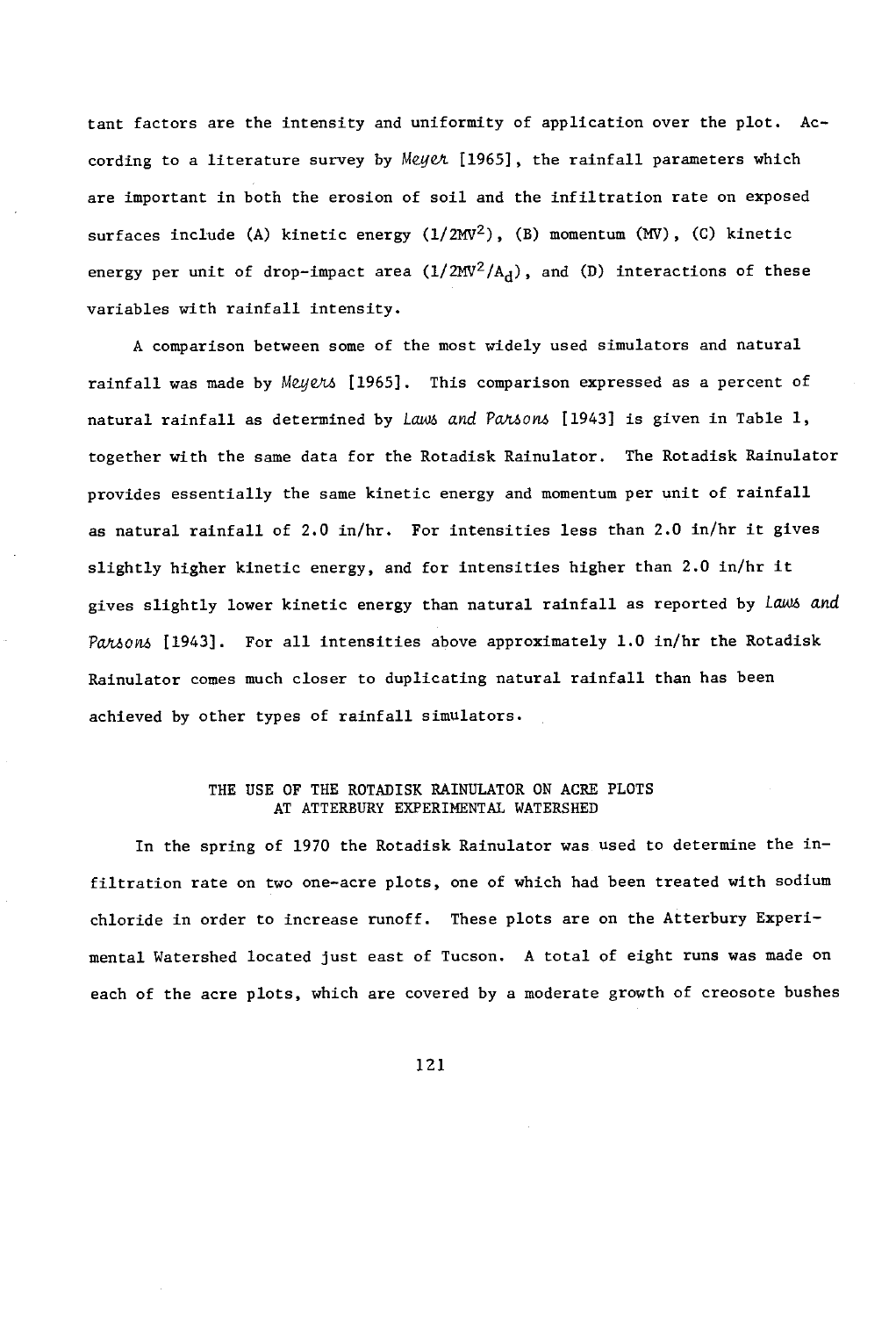tant factors are the intensity and uniformity of application over the plot. According to a literature survey by *Meyer* [1965], the rainfall parameters which are important in both the erosion of soil and the infiltration rate on exposed surfaces include (A) kinetic energy ($1/2MV^2$), (B) momentum (MV), (C) kinetic energy per unit of drop-impact area ($1/2MV^2/A_d$), and (D) interactions of these variables with rainfall intensity.

A comparison between some of the most widely used simulators and natural rainfall was made by *Meyers* [1965]. This comparison expressed as a percent of natural rainfall as determined by *Laws and Parsons* [1943] is given in Table 1, together with the same data for the Rotadisk Rainulator. The Rotadisk Rainulator provides essentially the same kinetic energy and momentum per unit of rainfall as natural rainfall of 2.0 in/hr. For intensities less than 2.0 in/hr it gives slightly higher kinetic energy, and for intensities higher than 2.0 in/hr it gives slightly lower kinetic energy than natural rainfall as reported by *Laws and Parsons* [1943]. For all intensities above approximately 1.0 in/hr the Rotadisk Rainulator comes much closer to duplicating natural rainfall than has been achieved by other types of rainfall simulators.

## THE USE OF THE ROTADISK RAINULATOR ON ACRE PLOTS AT ATTERBURY EXPERIMENTAL WATERSHED

In the spring of 1970 the Rotadisk Rainulator was used to determine the infiltration rate on two one-acre plots, one of which had been treated with sodium chloride in order to increase runoff. These plots are on the Atterbury Experimental Watershed located just east of Tucson. A total of eight runs was made on each of the acre plots, which are covered by a moderate growth of creosote bushes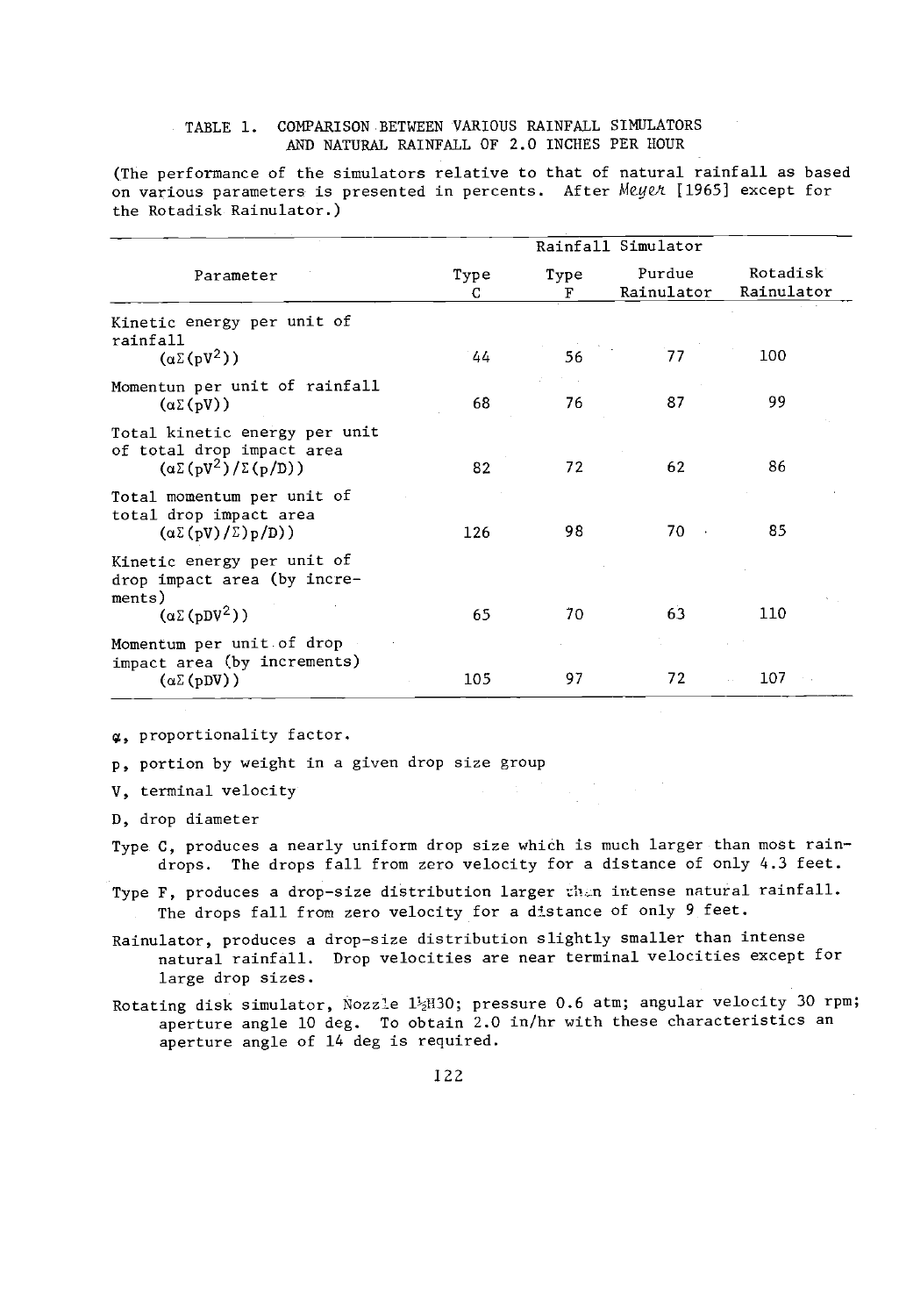TABLE 1. COMPARISON BETWEEN VARIOUS RAINFALL SIMULATORS AND NATURAL RAINFALL OF 2.0 INCHES PER HOUR

(The performance of the simulators relative to that of natural rainfall as based on various parameters is presented in percents. After *Meyer* [1965] except for the Rotadisk Rainulator.)

| Parameter | Rainfall Simulator | | | |
|---|---|---|---|---|
| | Type C | Type F | Purdue Rainulator | Rotadisk Rainulator |
| Kinetic energy per unit of rainfall ($\alpha\Sigma(pV^2)$) | 44 | 56 | 77 | 100 |
| Momentun per unit of rainfall ($\alpha\Sigma(pV)$) | 68 | 76 | 87 | 99 |
| Total kinetic energy per unit of total drop impact area ($\alpha\Sigma(pV^2)/\Sigma(p/D)$) | 82 | 72 | 62 | 86 |
| Total momentum per unit of total drop impact area ($\alpha\Sigma(pV)/\Sigma)p/D)$) | 126 | 98 | 70 | 85 |
| Kinetic energy per unit of drop impact area (by increments) ($\alpha\Sigma(pDV^2)$) | 65 | 70 | 63 | 110 |
| Momentum per unit of drop impact area (by increments) ($\alpha\Sigma(pDV)$) | 105 | 97 | 72 | 107 |

$\alpha$, proportionality factor.

p, portion by weight in a given drop size group

V, terminal velocity

D, drop diameter

Type C, produces a nearly uniform drop size which is much larger than most raindrops. The drops fall from zero velocity for a distance of only 4.3 feet.

Type F, produces a drop-size distribution larger than intense natural rainfall. The drops fall from zero velocity for a distance of only 9 feet.

Rainulator, produces a drop-size distribution slightly smaller than intense natural rainfall. Drop velocities are near terminal velocities except for large drop sizes.

Rotating disk simulator, Nozzle 1½H30; pressure 0.6 atm; angular velocity 30 rpm; aperture angle 10 deg. To obtain 2.0 in/hr with these characteristics an aperture angle of 14 deg is required.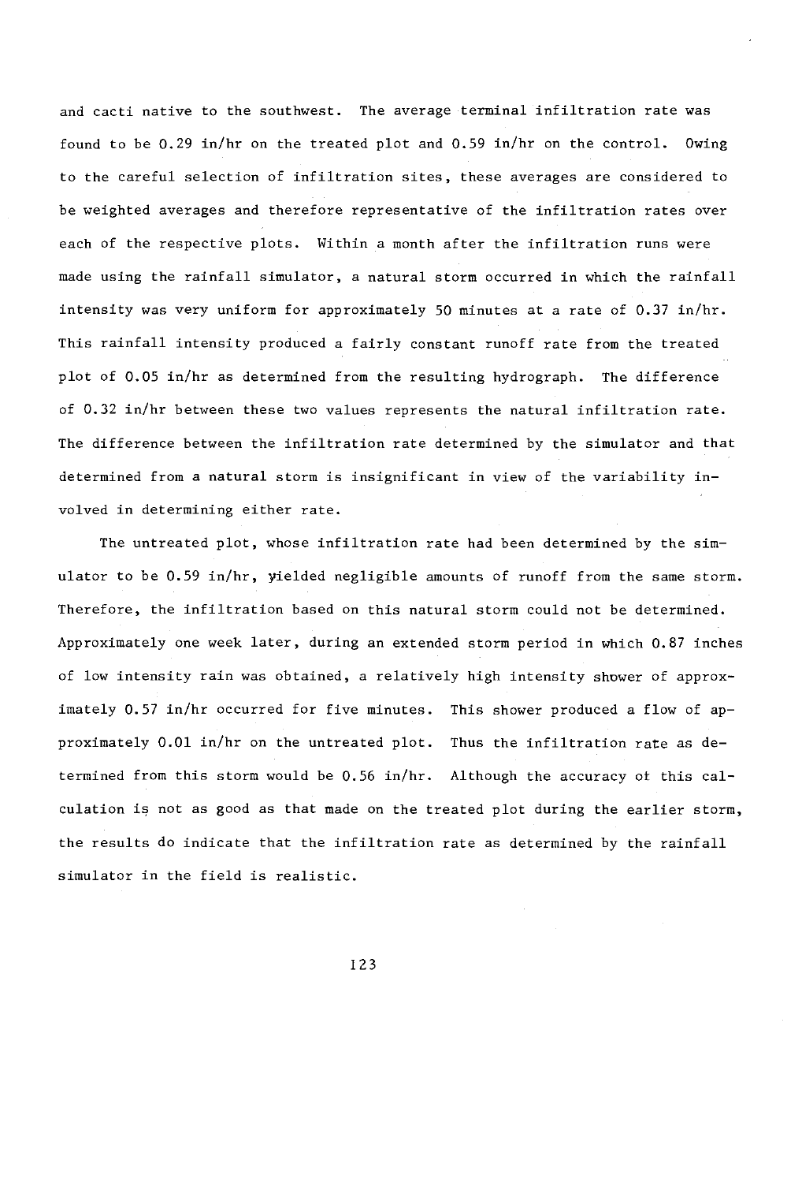and cacti native to the southwest. The average terminal infiltration rate was found to be 0.29 in/hr on the treated plot and 0.59 in/hr on the control. Owing to the careful selection of infiltration sites, these averages are considered to be weighted averages and therefore representative of the infiltration rates over each of the respective plots. Within a month after the infiltration runs were made using the rainfall simulator, a natural storm occurred in which the rainfall intensity was very uniform for approximately 50 minutes at a rate of 0.37 in/hr. This rainfall intensity produced a fairly constant runoff rate from the treated plot of 0.05 in/hr as determined from the resulting hydrograph. The difference of 0.32 in/hr between these two values represents the natural infiltration rate. The difference between the infiltration rate determined by the simulator and that determined from a natural storm is insignificant in view of the variability involved in determining either rate.

The untreated plot, whose infiltration rate had been determined by the simulator to be 0.59 in/hr, yielded negligible amounts of runoff from the same storm. Therefore, the infiltration based on this natural storm could not be determined. Approximately one week later, during an extended storm period in which 0.87 inches of low intensity rain was obtained, a relatively high intensity shower of approximately 0.57 in/hr occurred for five minutes. This shower produced a flow of approximately 0.01 in/hr on the untreated plot. Thus the infiltration rate as determined from this storm would be 0.56 in/hr. Although the accuracy of this calculation is not as good as that made on the treated plot during the earlier storm, the results do indicate that the infiltration rate as determined by the rainfall simulator in the field is realistic.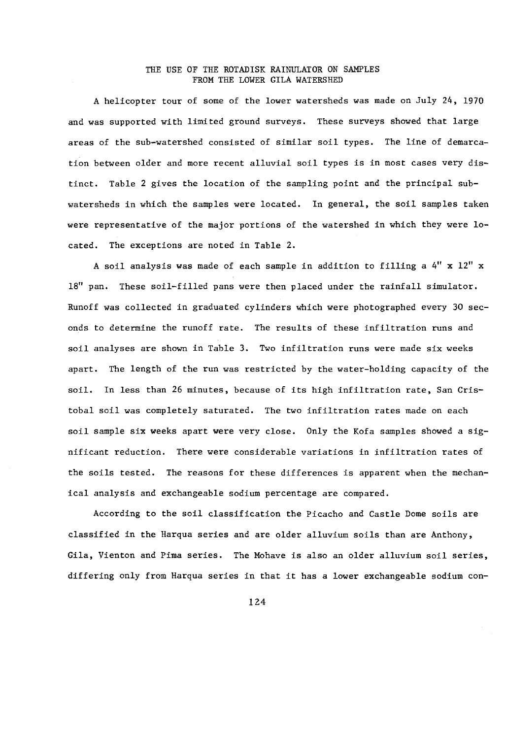## THE USE OF THE ROTADISK RAINULATOR ON SAMPLES FROM THE LOWER GILA WATERSHED

A helicopter tour of some of the lower watersheds was made on July 24, 1970 and was supported with limited ground surveys. These surveys showed that large areas of the sub-watershed consisted of similar soil types. The line of demarcation between older and more recent alluvial soil types is in most cases very distinct. Table 2 gives the location of the sampling point and the principal sub-watersheds in which the samples were located. In general, the soil samples taken were representative of the major portions of the watershed in which they were located. The exceptions are noted in Table 2.

A soil analysis was made of each sample in addition to filling a 4" x 12" x 18" pan. These soil-filled pans were then placed under the rainfall simulator. Runoff was collected in graduated cylinders which were photographed every 30 seconds to determine the runoff rate. The results of these infiltration runs and soil analyses are shown in Table 3. Two infiltration runs were made six weeks apart. The length of the run was restricted by the water-holding capacity of the soil. In less than 26 minutes, because of its high infiltration rate, San Cristobal soil was completely saturated. The two infiltration rates made on each soil sample six weeks apart were very close. Only the Kofa samples showed a significant reduction. There were considerable variations in infiltration rates of the soils tested. The reasons for these differences is apparent when the mechanical analysis and exchangeable sodium percentage are compared.

According to the soil classification the Picacho and Castle Dome soils are classified in the Harqua series and are older alluvium soils than are Anthony, Gila, Vienton and Pima series. The Mohave is also an older alluvium soil series, differing only from Harqua series in that it has a lower exchangeable sodium con-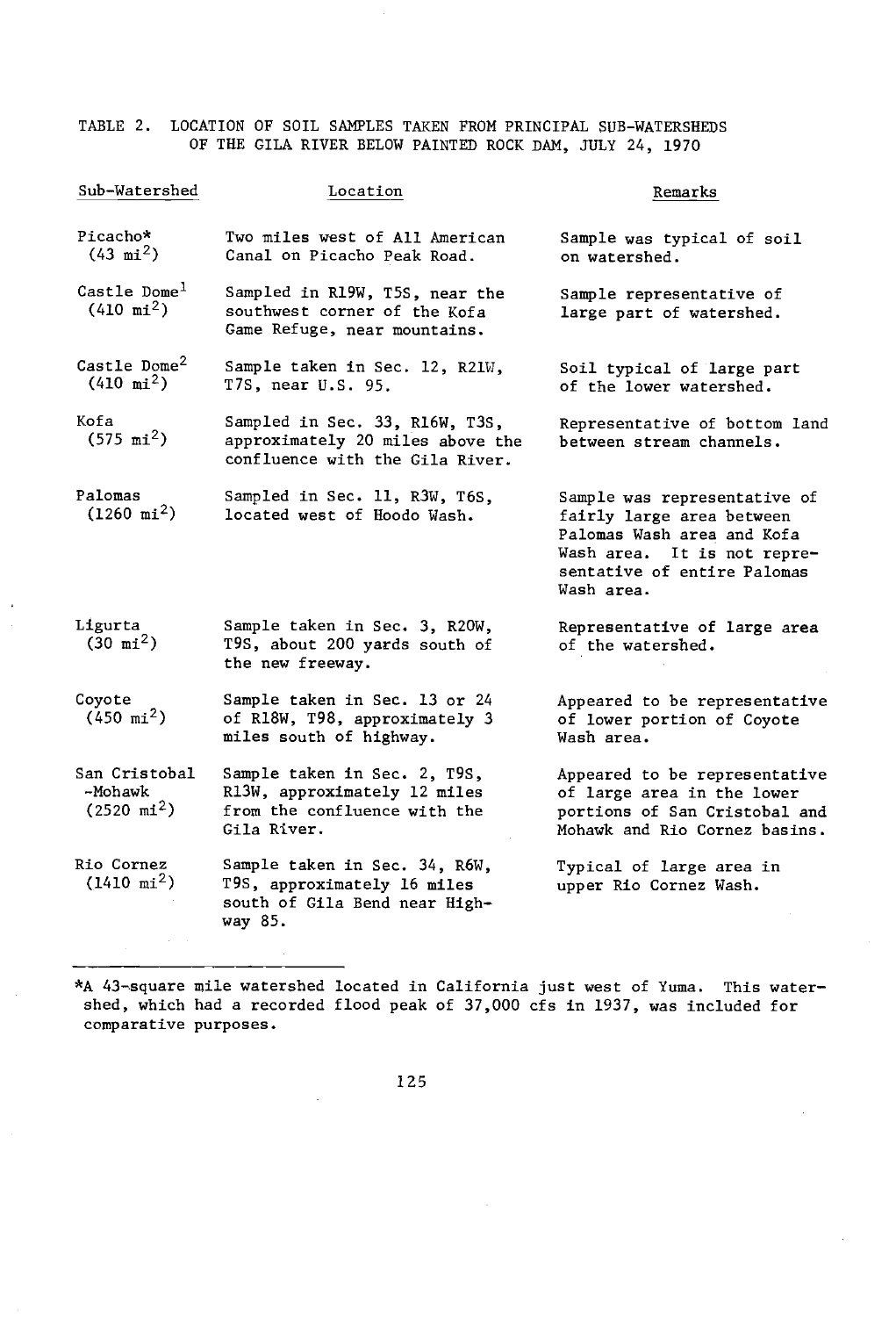TABLE 2. LOCATION OF SOIL SAMPLES TAKEN FROM PRINCIPAL SUB-WATERSHEDS OF THE GILA RIVER BELOW PAINTED ROCK DAM, JULY 24, 1970

| Sub-Watershed | Location | Remarks |
|---|---|---|
| Picacho* (43 $mi^2$) | Two miles west of All American Canal on Picacho Peak Road. | Sample was typical of soil on watershed. |
| Castle Dome[1] (410 $mi^2$) | Sampled in R19W, T5S, near the southwest corner of the Kofa Game Refuge, near mountains. | Sample representative of large part of watershed. |
| Castle Dome[2] (410 $mi^2$) | Sample taken in Sec. 12, R21W, T7S, near U.S. 95. | Soil typical of large part of the lower watershed. |
| Kofa (575 $mi^2$) | Sampled in Sec. 33, R16W, T3S, approximately 20 miles above the confluence with the Gila River. | Representative of bottom land between stream channels. |
| Palomas (1260 $mi^2$) | Sampled in Sec. 11, R3W, T6S, located west of Hoodo Wash. | Sample was representative of fairly large area between Palomas Wash area and Kofa Wash area. It is not representative of entire Palomas Wash area. |
| Ligurta (30 $mi^2$) | Sample taken in Sec. 3, R20W, T9S, about 200 yards south of the new freeway. | Representative of large area of the watershed. |
| Coyote (450 $mi^2$) | Sample taken in Sec. 13 or 24 of R18W, T98, approximately 3 miles south of highway. | Appeared to be representative of lower portion of Coyote Wash area. |
| San Cristobal -Mohawk (2520 $mi^2$) | Sample taken in Sec. 2, T9S, R13W, approximately 12 miles from the confluence with the Gila River. | Appeared to be representative of large area in the lower portions of San Cristobal and Mohawk and Rio Cornez basins. |
| Rio Cornez (1410 $mi^2$) | Sample taken in Sec. 34, R6W, T9S, approximately 16 miles south of Gila Bend near Highway 85. | Typical of large area in upper Rio Cornez Wash. |

*A 43-square mile watershed located in California just west of Yuma. This watershed, which had a recorded flood peak of 37,000 cfs in 1937, was included for comparative purposes.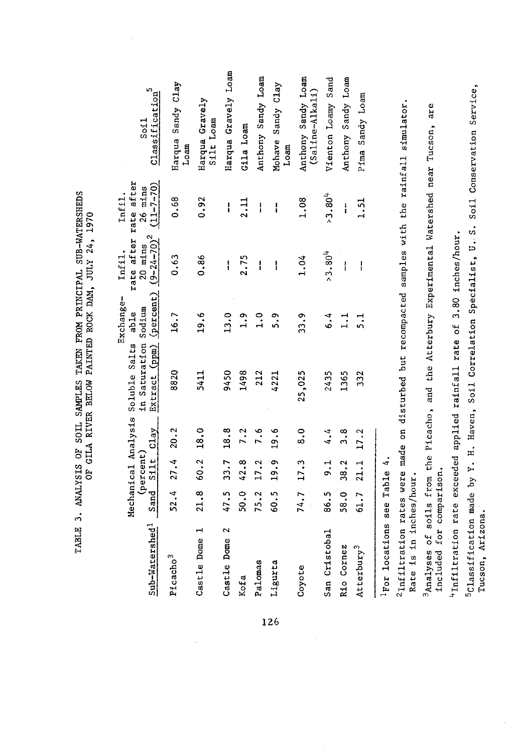TABLE 3. ANALYSIS OF SOIL SAMPLES TAKEN FROM PRINCIPAL SUB-WATERSHEDS OF GILA RIVER BELOW PAINTED ROCK DAM, JULY 24, 1970

| Sub-Watershed[1] | Mechanical Analysis (percent) Sand | Silt | Clay | Soluble Salts in Saturation Extract (ppm) | Exchange-able Sodium (percent) | Infil. rate after 20 mins (9-24-70)[2] | Infil. rate after 26 mins (11-7-70) | Soil Classification[5] |
|---|---|---|---|---|---|---|---|---|
| Picacho[3] | 52.4 | 27.4 | 20.2 | 8820 | 16.7 | 0.63 | 0.68 | Harqua Sandy Clay Loam |
| Castle Dome 1 | 21.8 | 60.2 | 18.0 | 5411 | 19.6 | 0.86 | 0.92 | Harqua Gravely Silt Loam |
| Castle Dome 2 | 47.5 | 33.7 | 18.8 | 9450 | 13.0 | -- | -- | Harqua Gravely Loam |
| Kofa | 50.0 | 42.8 | 7.2 | 1498 | 1.9 | 2.75 | 2.11 | Gila Loam |
| Palomas | 75.2 | 17.2 | 7.6 | 212 | 1.0 | -- | -- | Anthony Sandy Loam |
| Ligurta | 60.5 | 19.9 | 19.6 | 4221 | 5.9 | -- | -- | Mohave Sandy Clay Loam |
| Coyote | 74.7 | 17.3 | 8.0 | 25,025 | 33.9 | 1.04 | 1.08 | Anthony Sandy Loam (Saline-Alkali) |
| San Cristobal | 86.5 | 9.1 | 4.4 | 2435 | 6.4 | >3.80[4] | >3.80[4] | Vienton Loamy Sand |
| Rio Cornez | 58.0 | 38.2 | 3.8 | 1365 | 1.1 | -- | -- | Anthony Sandy Loam |
| Atterbury[3] | 61.7 | 21.1 | 17.2 | 332 | 5.1 | -- | 1.51 | Pima Sandy Loam |

[1]For locations see Table 4.

[2]Infiltration rates were made on disturbed but recompacted samples with the rainfall simulator. Rate is in inches/hour.

[3]Analyses of soils from the Picacho, and the Atterbury Experimental Watershed near Tucson, are included for comparison.

[4]Infiltration rate exceeded applied rainfall rate of 3.80 inches/hour.

[5]Classification made by Y. H. Haven, Soil Correlation Specialist, U. S. Soil Conservation Service, Tucson, Arizona.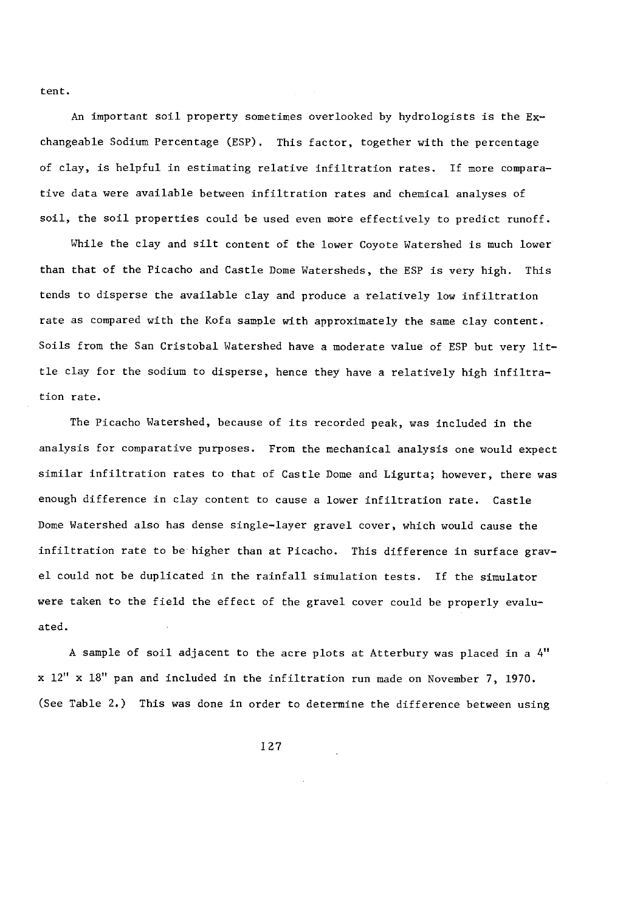tent.

An important soil property sometimes overlooked by hydrologists is the Exchangeable Sodium Percentage (ESP). This factor, together with the percentage of clay, is helpful in estimating relative infiltration rates. If more comparative data were available between infiltration rates and chemical analyses of soil, the soil properties could be used even more effectively to predict runoff.

While the clay and silt content of the lower Coyote Watershed is much lower than that of the Picacho and Castle Dome Watersheds, the ESP is very high. This tends to disperse the available clay and produce a relatively low infiltration rate as compared with the Kofa sample with approximately the same clay content. Soils from the San Cristobal Watershed have a moderate value of ESP but very little clay for the sodium to disperse, hence they have a relatively high infiltration rate.

The Picacho Watershed, because of its recorded peak, was included in the analysis for comparative purposes. From the mechanical analysis one would expect similar infiltration rates to that of Castle Dome and Ligurta; however, there was enough difference in clay content to cause a lower infiltration rate. Castle Dome Watershed also has dense single-layer gravel cover, which would cause the infiltration rate to be higher than at Picacho. This difference in surface gravel could not be duplicated in the rainfall simulation tests. If the simulator were taken to the field the effect of the gravel cover could be properly evaluated.

A sample of soil adjacent to the acre plots at Atterbury was placed in a 4" x 12" x 18" pan and included in the infiltration run made on November 7, 1970. (See Table 2.) This was done in order to determine the difference between using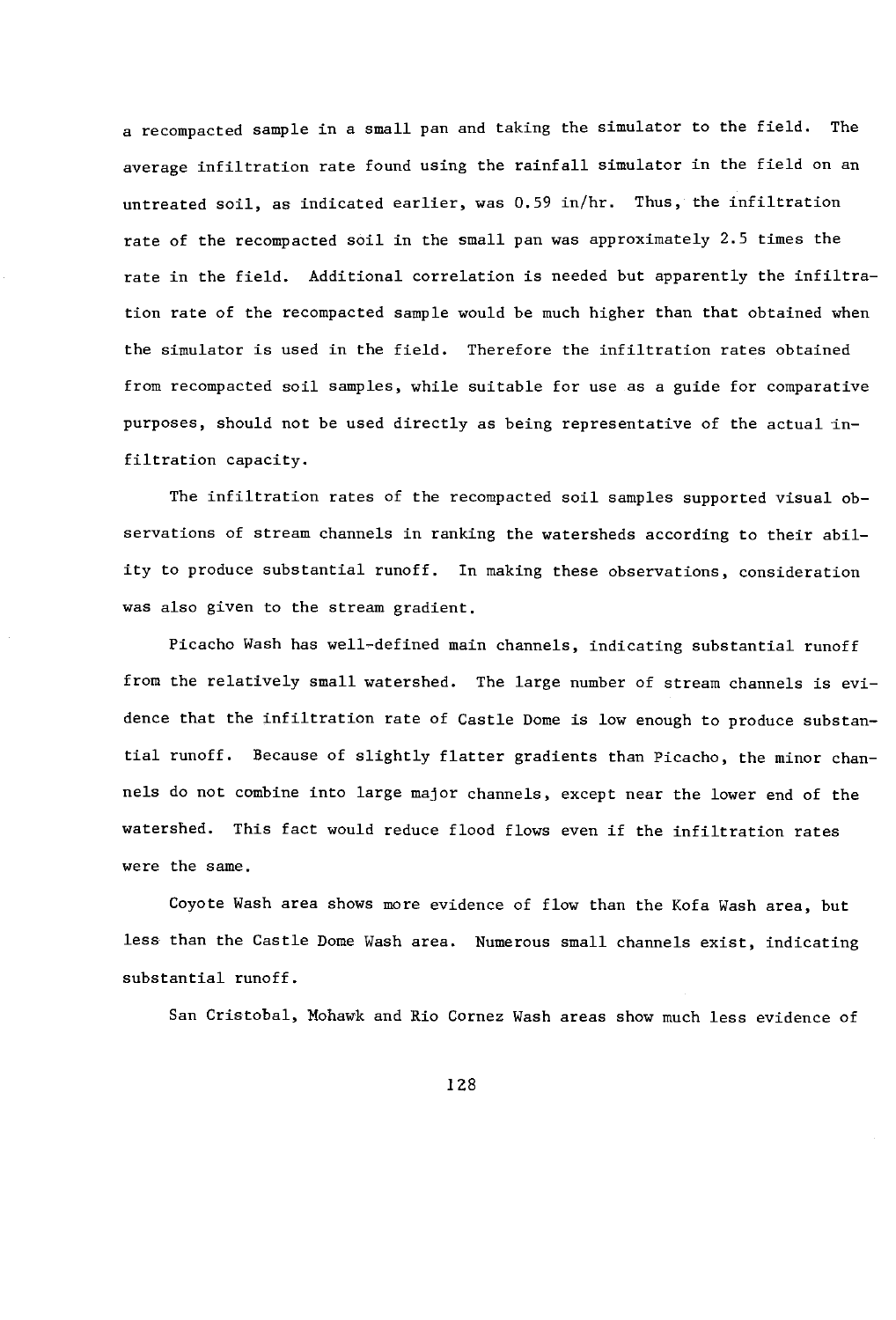a recompacted sample in a small pan and taking the simulator to the field. The average infiltration rate found using the rainfall simulator in the field on an untreated soil, as indicated earlier, was 0.59 in/hr. Thus, the infiltration rate of the recompacted soil in the small pan was approximately 2.5 times the rate in the field. Additional correlation is needed but apparently the infiltration rate of the recompacted sample would be much higher than that obtained when the simulator is used in the field. Therefore the infiltration rates obtained from recompacted soil samples, while suitable for use as a guide for comparative purposes, should not be used directly as being representative of the actual infiltration capacity.

The infiltration rates of the recompacted soil samples supported visual observations of stream channels in ranking the watersheds according to their ability to produce substantial runoff. In making these observations, consideration was also given to the stream gradient.

Picacho Wash has well-defined main channels, indicating substantial runoff from the relatively small watershed. The large number of stream channels is evidence that the infiltration rate of Castle Dome is low enough to produce substantial runoff. Because of slightly flatter gradients than Picacho, the minor channels do not combine into large major channels, except near the lower end of the watershed. This fact would reduce flood flows even if the infiltration rates were the same.

Coyote Wash area shows more evidence of flow than the Kofa Wash area, but less than the Castle Dome Wash area. Numerous small channels exist, indicating substantial runoff.

San Cristobal, Mohawk and Rio Cornez Wash areas show much less evidence of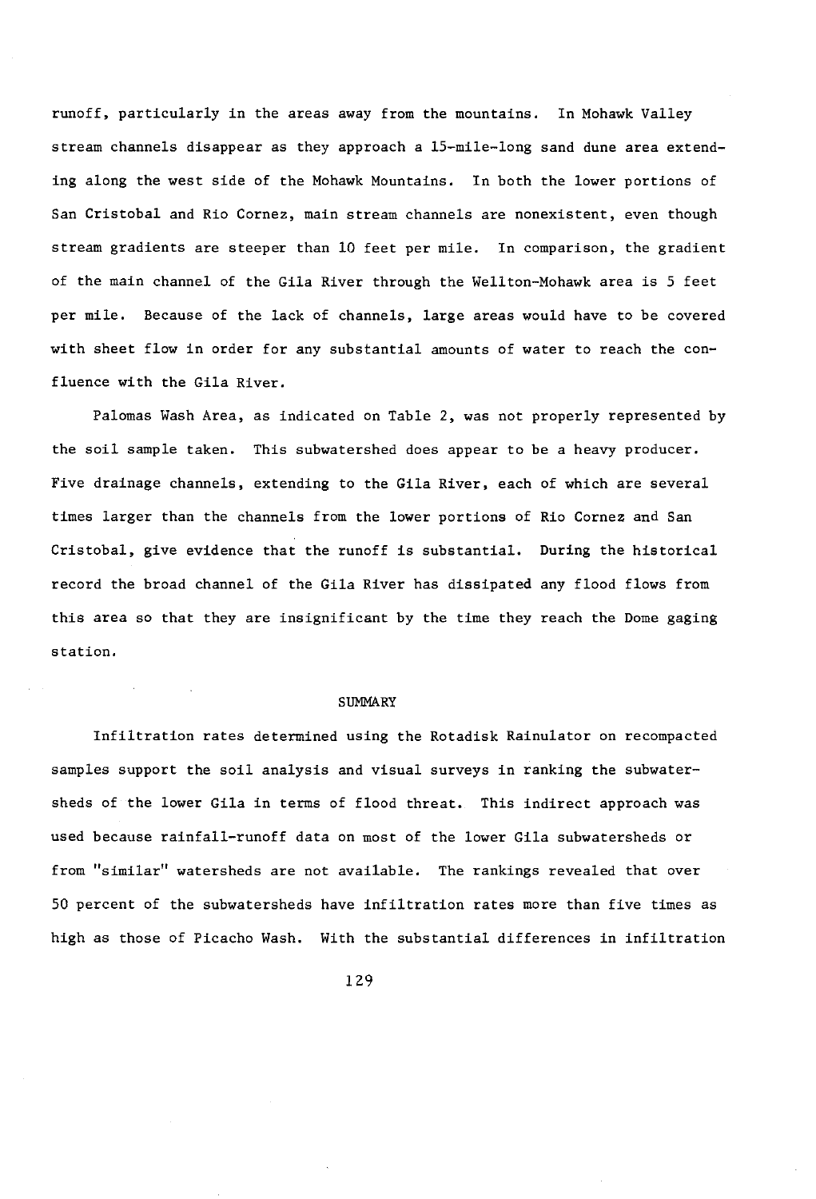runoff, particularly in the areas away from the mountains. In Mohawk Valley stream channels disappear as they approach a 15-mile-long sand dune area extending along the west side of the Mohawk Mountains. In both the lower portions of San Cristobal and Rio Cornez, main stream channels are nonexistent, even though stream gradients are steeper than 10 feet per mile. In comparison, the gradient of the main channel of the Gila River through the Wellton-Mohawk area is 5 feet per mile. Because of the lack of channels, large areas would have to be covered with sheet flow in order for any substantial amounts of water to reach the confluence with the Gila River.

Palomas Wash Area, as indicated on Table 2, was not properly represented by the soil sample taken. This subwatershed does appear to be a heavy producer. Five drainage channels, extending to the Gila River, each of which are several times larger than the channels from the lower portions of Rio Cornez and San Cristobal, give evidence that the runoff is substantial. During the historical record the broad channel of the Gila River has dissipated any flood flows from this area so that they are insignificant by the time they reach the Dome gaging station.

## SUMMARY

Infiltration rates determined using the Rotadisk Rainulator on recompacted samples support the soil analysis and visual surveys in ranking the subwatersheds of the lower Gila in terms of flood threat. This indirect approach was used because rainfall-runoff data on most of the lower Gila subwatersheds or from "similar" watersheds are not available. The rankings revealed that over 50 percent of the subwatersheds have infiltration rates more than five times as high as those of Picacho Wash. With the substantial differences in infiltration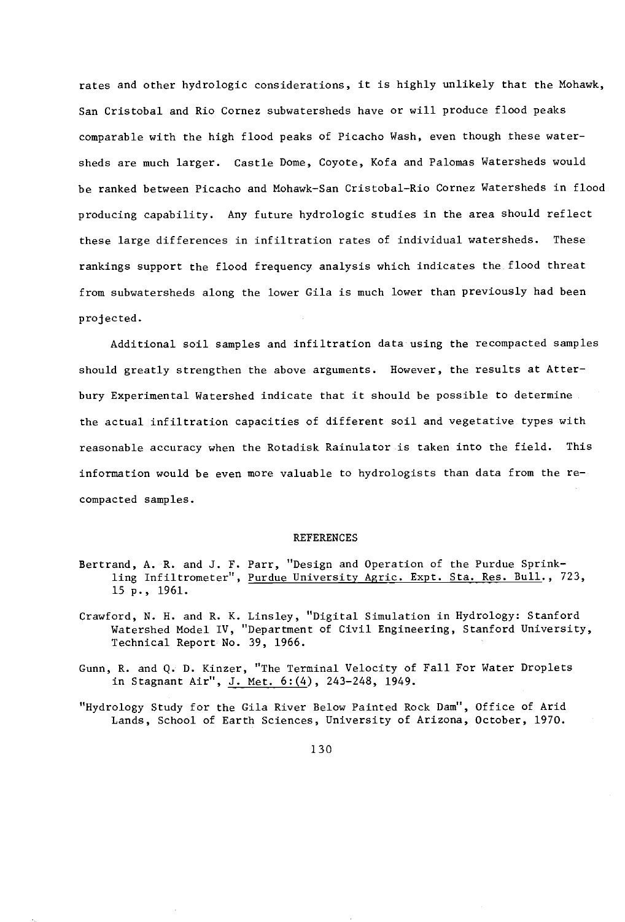rates and other hydrologic considerations, it is highly unlikely that the Mohawk, San Cristobal and Rio Cornez subwatersheds have or will produce flood peaks comparable with the high flood peaks of Picacho Wash, even though these watersheds are much larger. Castle Dome, Coyote, Kofa and Palomas Watersheds would be ranked between Picacho and Mohawk-San Cristobal-Rio Cornez Watersheds in flood producing capability. Any future hydrologic studies in the area should reflect these large differences in infiltration rates of individual watersheds. These rankings support the flood frequency analysis which indicates the flood threat from subwatersheds along the lower Gila is much lower than previously had been projected.

Additional soil samples and infiltration data using the recompacted samples should greatly strengthen the above arguments. However, the results at Atterbury Experimental Watershed indicate that it should be possible to determine the actual infiltration capacities of different soil and vegetative types with reasonable accuracy when the Rotadisk Rainulator is taken into the field. This information would be even more valuable to hydrologists than data from the recompacted samples.

## REFERENCES

Bertrand, A. R. and J. F. Parr, "Design and Operation of the Purdue Sprinkling Infiltrometer", Purdue University Agric. Expt. Sta. Res. Bull., 723, 15 p., 1961.

Crawford, N. H. and R. K. Linsley, "Digital Simulation in Hydrology: Stanford Watershed Model IV, "Department of Civil Engineering, Stanford University, Technical Report No. 39, 1966.

Gunn, R. and Q. D. Kinzer, "The Terminal Velocity of Fall For Water Droplets in Stagnant Air", J. Met. 6:(4), 243-248, 1949.

"Hydrology Study for the Gila River Below Painted Rock Dam", Office of Arid Lands, School of Earth Sciences, University of Arizona, October, 1970.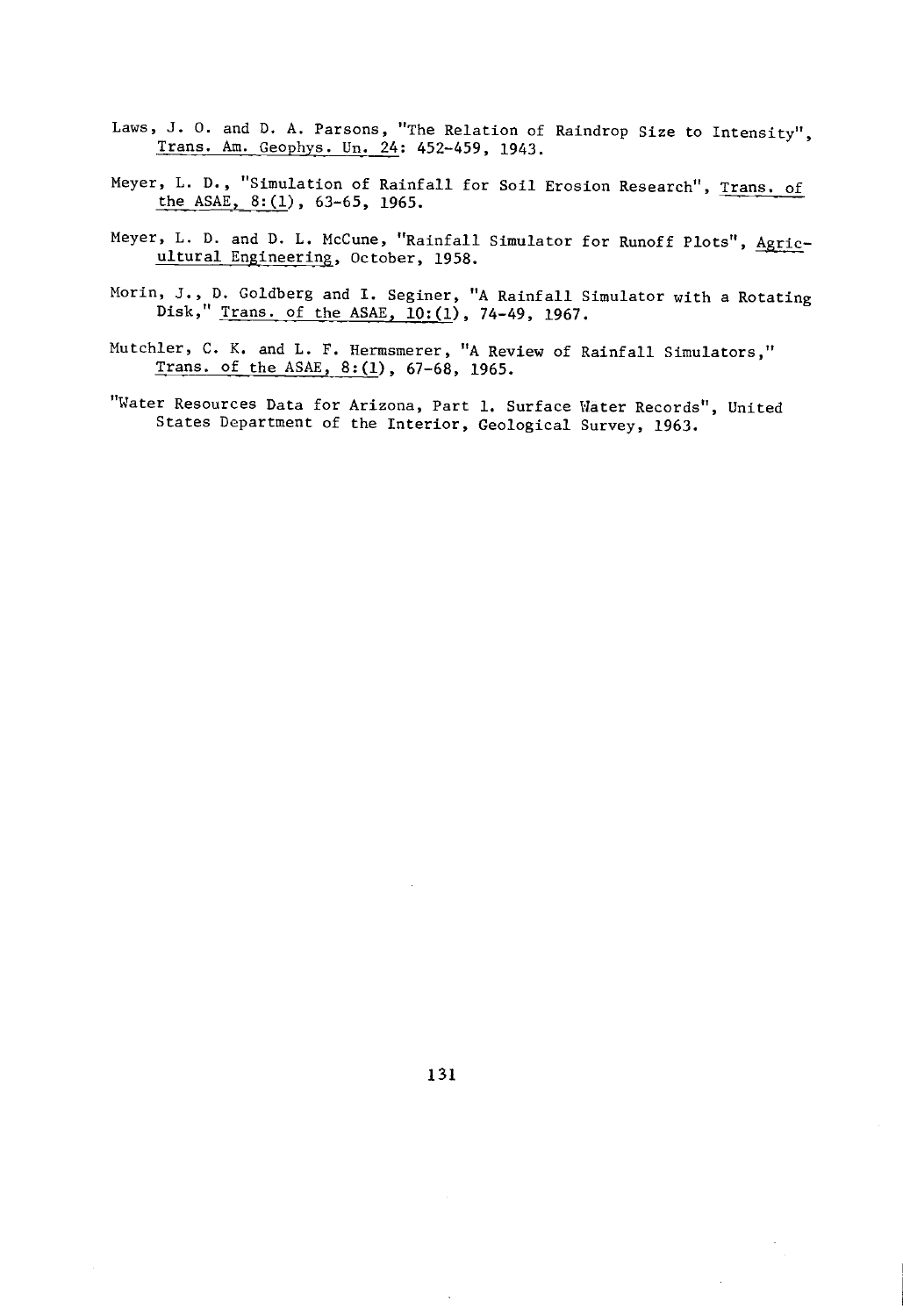Laws, J. O. and D. A. Parsons, "The Relation of Raindrop Size to Intensity", Trans. Am. Geophys. Un. 24: 452-459, 1943.

Meyer, L. D., "Simulation of Rainfall for Soil Erosion Research", Trans. of the ASAE, 8:(1), 63-65, 1965.

Meyer, L. D. and D. L. McCune, "Rainfall Simulator for Runoff Plots", Agricultural Engineering, October, 1958.

Morin, J., D. Goldberg and I. Seginer, "A Rainfall Simulator with a Rotating Disk," Trans. of the ASAE, 10:(1), 74-49, 1967.

Mutchler, C. K. and L. F. Hermsmerer, "A Review of Rainfall Simulators," Trans. of the ASAE, 8:(1), 67-68, 1965.

"Water Resources Data for Arizona, Part 1. Surface Water Records", United States Department of the Interior, Geological Survey, 1963.